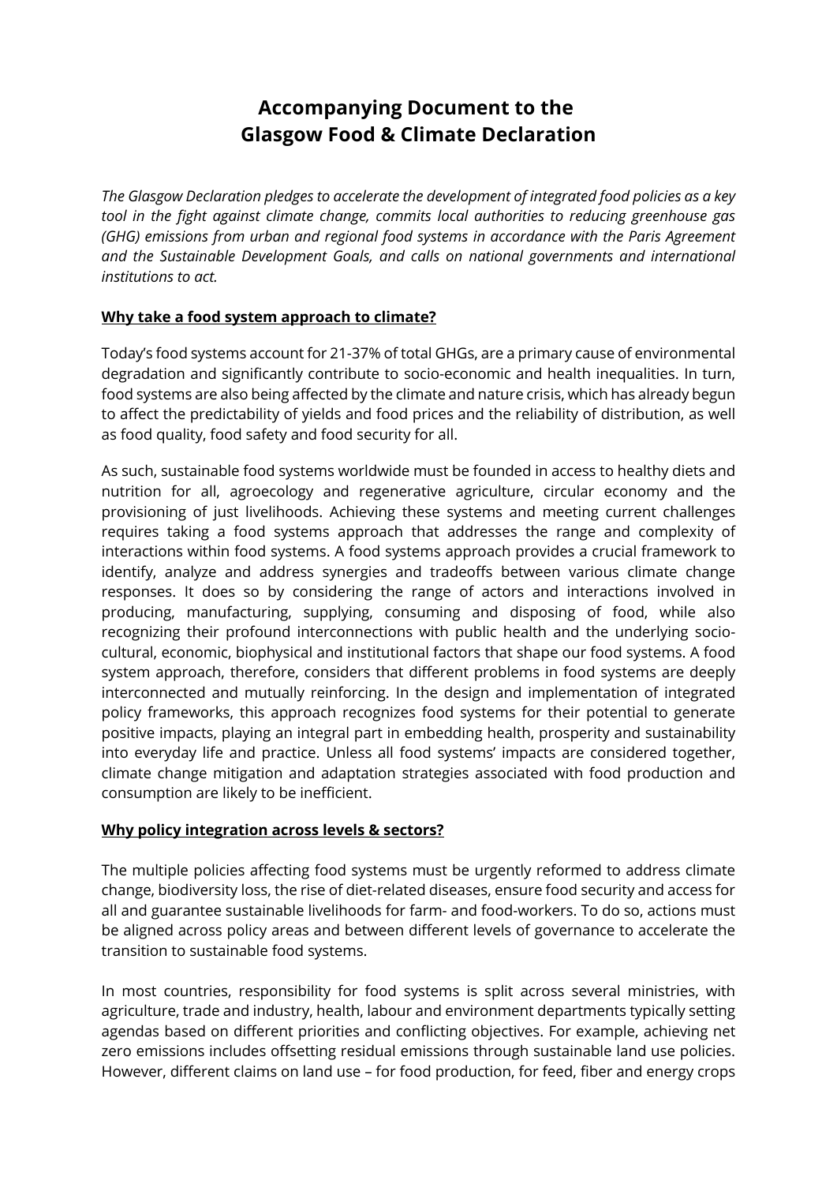# Accompanying Document to the Glasgow Food & Climate Declaration

*The Glasgow Declaration pledges to accelerate the development of integrated food policies as a key tool in the fight against climate change, commits local authorities to reducing greenhouse gas (GHG) emissions from urban and regional food systems in accordance with the Paris Agreement and the Sustainable Development Goals, and calls on national governments and international institutions to act.*

## Why take a food system approach to climate?

Today's food systems account for 21-37% of total GHGs, are a primary cause of environmental degradation and significantly contribute to socio-economic and health inequalities. In turn, food systems are also being affected by the climate and nature crisis, which has already begun to affect the predictability of yields and food prices and the reliability of distribution, as well as food quality, food safety and food security for all.

As such, sustainable food systems worldwide must be founded in access to healthy diets and nutrition for all, agroecology and regenerative agriculture, circular economy and the provisioning of just livelihoods. Achieving these systems and meeting current challenges requires taking a food systems approach that addresses the range and complexity of interactions within food systems. A food systems approach provides a crucial framework to identify, analyze and address synergies and tradeoffs between various climate change responses. It does so by considering the range of actors and interactions involved in producing, manufacturing, supplying, consuming and disposing of food, while also recognizing their profound interconnections with public health and the underlying socio-cultural, economic, biophysical and institutional factors that shape our food systems. A food system approach, therefore, considers that different problems in food systems are deeply interconnected and mutually reinforcing. In the design and implementation of integrated policy frameworks, this approach recognizes food systems for their potential to generate positive impacts, playing an integral part in embedding health, prosperity and sustainability into everyday life and practice. Unless all food systems' impacts are considered together, climate change mitigation and adaptation strategies associated with food production and consumption are likely to be inefficient.

## Why policy integration across levels & sectors?

The multiple policies affecting food systems must be urgently reformed to address climate change, biodiversity loss, the rise of diet-related diseases, ensure food security and access for all and guarantee sustainable livelihoods for farm- and food-workers. To do so, actions must be aligned across policy areas and between different levels of governance to accelerate the transition to sustainable food systems.

In most countries, responsibility for food systems is split across several ministries, with agriculture, trade and industry, health, labour and environment departments typically setting agendas based on different priorities and conflicting objectives. For example, achieving net zero emissions includes offsetting residual emissions through sustainable land use policies. However, different claims on land use – for food production, for feed, fiber and energy crops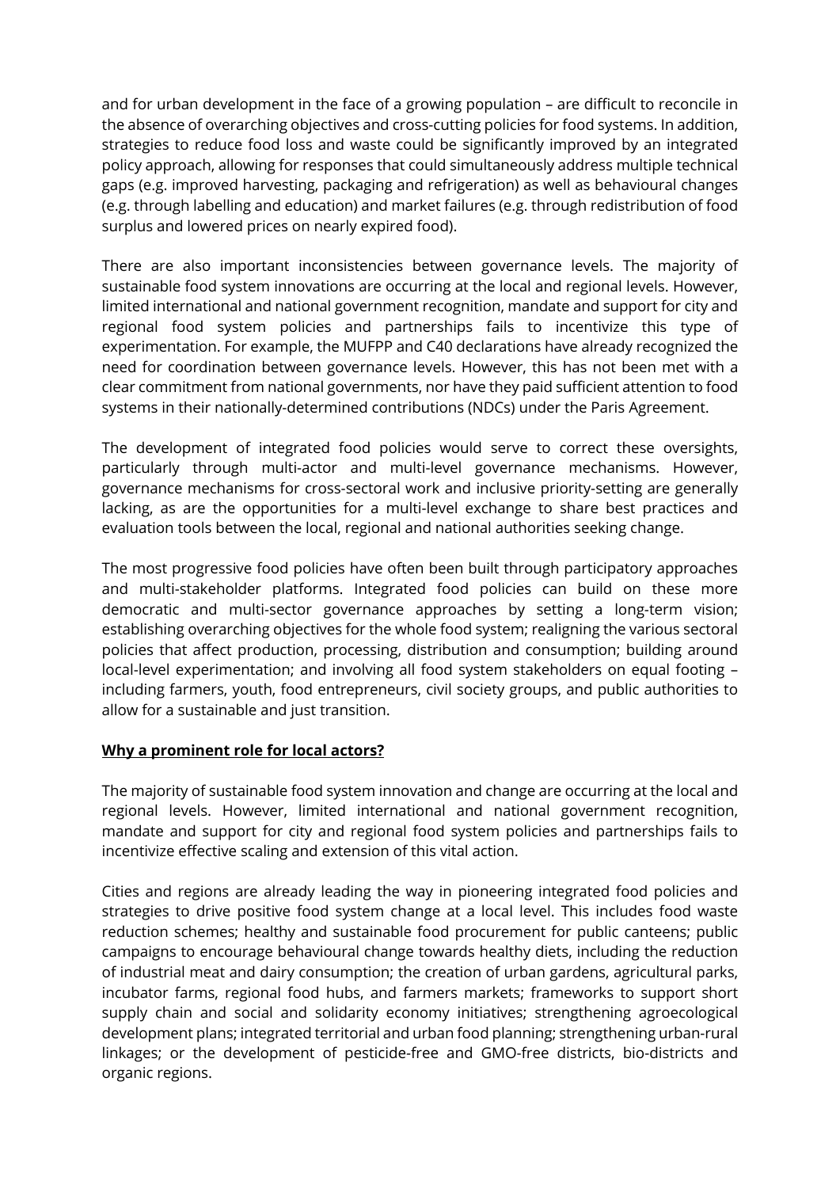and for urban development in the face of a growing population – are difficult to reconcile in the absence of overarching objectives and cross-cutting policies for food systems. In addition, strategies to reduce food loss and waste could be significantly improved by an integrated policy approach, allowing for responses that could simultaneously address multiple technical gaps (e.g. improved harvesting, packaging and refrigeration) as well as behavioural changes (e.g. through labelling and education) and market failures (e.g. through redistribution of food surplus and lowered prices on nearly expired food).

There are also important inconsistencies between governance levels. The majority of sustainable food system innovations are occurring at the local and regional levels. However, limited international and national government recognition, mandate and support for city and regional food system policies and partnerships fails to incentivize this type of experimentation. For example, the MUFPP and C40 declarations have already recognized the need for coordination between governance levels. However, this has not been met with a clear commitment from national governments, nor have they paid sufficient attention to food systems in their nationally-determined contributions (NDCs) under the Paris Agreement.

The development of integrated food policies would serve to correct these oversights, particularly through multi-actor and multi-level governance mechanisms. However, governance mechanisms for cross-sectoral work and inclusive priority-setting are generally lacking, as are the opportunities for a multi-level exchange to share best practices and evaluation tools between the local, regional and national authorities seeking change.

The most progressive food policies have often been built through participatory approaches and multi-stakeholder platforms. Integrated food policies can build on these more democratic and multi-sector governance approaches by setting a long-term vision; establishing overarching objectives for the whole food system; realigning the various sectoral policies that affect production, processing, distribution and consumption; building around local-level experimentation; and involving all food system stakeholders on equal footing – including farmers, youth, food entrepreneurs, civil society groups, and public authorities to allow for a sustainable and just transition.

**Why a prominent role for local actors?**

The majority of sustainable food system innovation and change are occurring at the local and regional levels. However, limited international and national government recognition, mandate and support for city and regional food system policies and partnerships fails to incentivize effective scaling and extension of this vital action.

Cities and regions are already leading the way in pioneering integrated food policies and strategies to drive positive food system change at a local level. This includes food waste reduction schemes; healthy and sustainable food procurement for public canteens; public campaigns to encourage behavioural change towards healthy diets, including the reduction of industrial meat and dairy consumption; the creation of urban gardens, agricultural parks, incubator farms, regional food hubs, and farmers markets; frameworks to support short supply chain and social and solidarity economy initiatives; strengthening agroecological development plans; integrated territorial and urban food planning; strengthening urban-rural linkages; or the development of pesticide-free and GMO-free districts, bio-districts and organic regions.